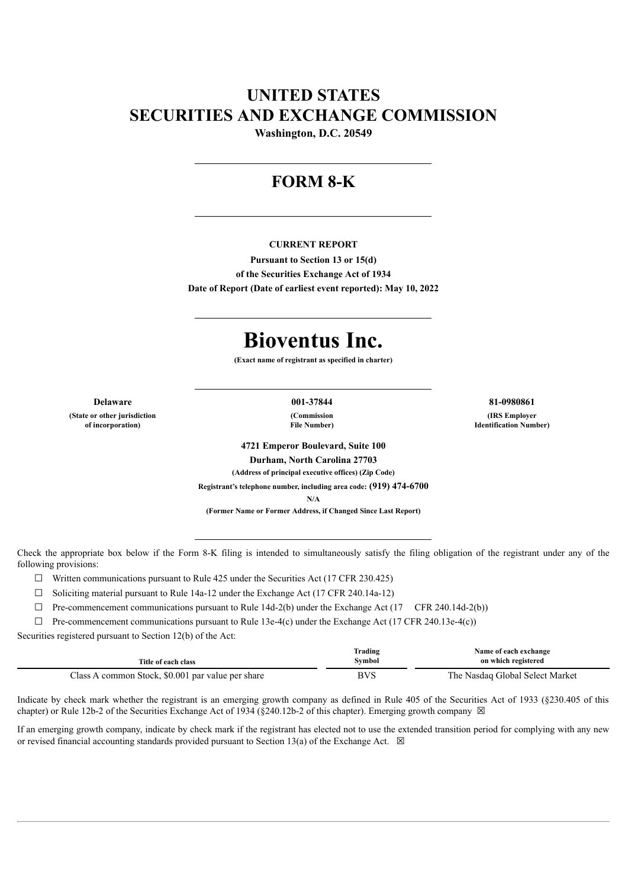# UNITED STATES
# SECURITIES AND EXCHANGE COMMISSION

**Washington, D.C. 20549**

---

## FORM 8-K

---

**CURRENT REPORT**

**Pursuant to Section 13 or 15(d)**

**of the Securities Exchange Act of 1934**

**Date of Report (Date of earliest event reported): May 10, 2022**

---

# Bioventus Inc.

**(Exact name of registrant as specified in charter)**

---

| **Delaware** | **001-37844** | **81-0980861** |
|---|---|---|
| **(State or other jurisdiction of incorporation)** | **(Commission File Number)** | **(IRS Employer Identification Number)** |

**4721 Emperor Boulevard, Suite 100**

**Durham, North Carolina 27703**

**(Address of principal executive offices) (Zip Code)**

**Registrant's telephone number, including area code: (919) 474-6700**

**N/A**

**(Former Name or Former Address, if Changed Since Last Report)**

---

Check the appropriate box below if the Form 8-K filing is intended to simultaneously satisfy the filing obligation of the registrant under any of the following provisions:

☐ Written communications pursuant to Rule 425 under the Securities Act (17 CFR 230.425)

☐ Soliciting material pursuant to Rule 14a-12 under the Exchange Act (17 CFR 240.14a-12)

☐ Pre-commencement communications pursuant to Rule 14d-2(b) under the Exchange Act (17 CFR 240.14d-2(b))

☐ Pre-commencement communications pursuant to Rule 13e-4(c) under the Exchange Act (17 CFR 240.13e-4(c))

Securities registered pursuant to Section 12(b) of the Act:

| Title of each class | Trading Symbol | Name of each exchange on which registered |
|---|---|---|
| Class A common Stock, $0.001 par value per share | BVS | The Nasdaq Global Select Market |

Indicate by check mark whether the registrant is an emerging growth company as defined in Rule 405 of the Securities Act of 1933 (§230.405 of this chapter) or Rule 12b-2 of the Securities Exchange Act of 1934 (§240.12b-2 of this chapter). Emerging growth company ☒

If an emerging growth company, indicate by check mark if the registrant has elected not to use the extended transition period for complying with any new or revised financial accounting standards provided pursuant to Section 13(a) of the Exchange Act. ☒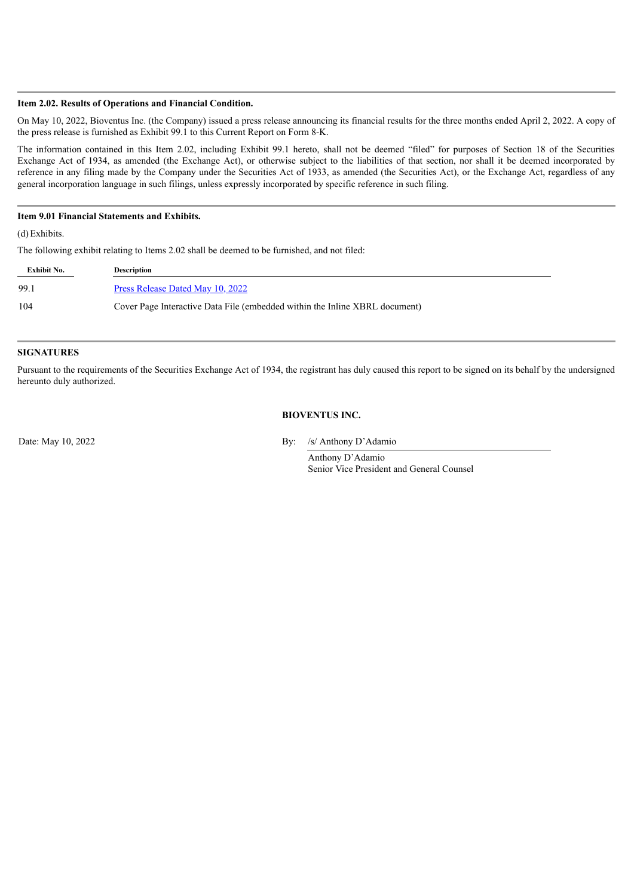**Item 2.02. Results of Operations and Financial Condition.**

On May 10, 2022, Bioventus Inc. (the Company) issued a press release announcing its financial results for the three months ended April 2, 2022. A copy of the press release is furnished as Exhibit 99.1 to this Current Report on Form 8-K.

The information contained in this Item 2.02, including Exhibit 99.1 hereto, shall not be deemed "filed" for purposes of Section 18 of the Securities Exchange Act of 1934, as amended (the Exchange Act), or otherwise subject to the liabilities of that section, nor shall it be deemed incorporated by reference in any filing made by the Company under the Securities Act of 1933, as amended (the Securities Act), or the Exchange Act, regardless of any general incorporation language in such filings, unless expressly incorporated by specific reference in such filing.

**Item 9.01 Financial Statements and Exhibits.**

(d) Exhibits.

The following exhibit relating to Items 2.02 shall be deemed to be furnished, and not filed:

| Exhibit No. | Description |
|---|---|
| 99.1 | Press Release Dated May 10, 2022 |
| 104 | Cover Page Interactive Data File (embedded within the Inline XBRL document) |

**SIGNATURES**

Pursuant to the requirements of the Securities Exchange Act of 1934, the registrant has duly caused this report to be signed on its behalf by the undersigned hereunto duly authorized.

**BIOVENTUS INC.**

Date: May 10, 2022

By: /s/ Anthony D'Adamio

Anthony D'Adamio
Senior Vice President and General Counsel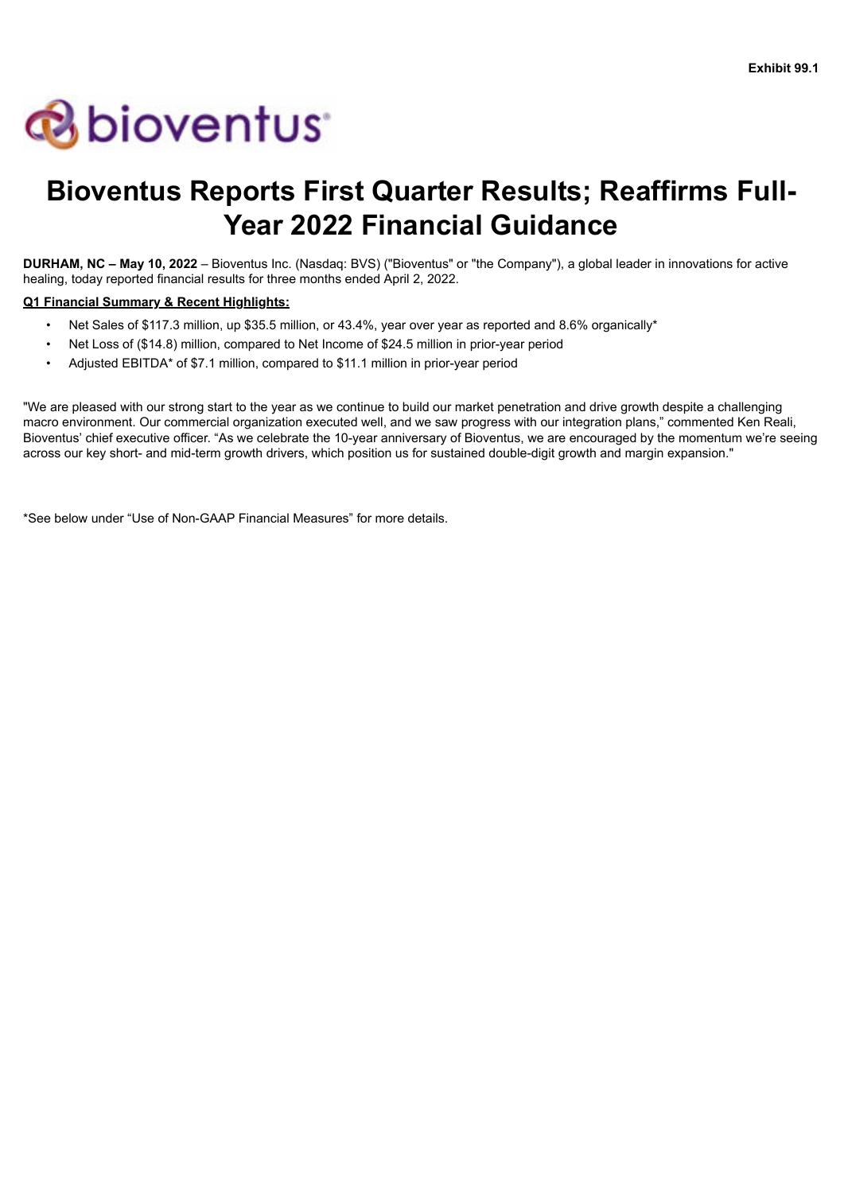**Exhibit 99.1**

# Bioventus Reports First Quarter Results; Reaffirms Full-Year 2022 Financial Guidance

**DURHAM, NC – May 10, 2022** – Bioventus Inc. (Nasdaq: BVS) ("Bioventus" or "the Company"), a global leader in innovations for active healing, today reported financial results for three months ended April 2, 2022.

**Q1 Financial Summary & Recent Highlights:**

- Net Sales of $117.3 million, up $35.5 million, or 43.4%, year over year as reported and 8.6% organically*
- Net Loss of ($14.8) million, compared to Net Income of $24.5 million in prior-year period
- Adjusted EBITDA* of $7.1 million, compared to $11.1 million in prior-year period

"We are pleased with our strong start to the year as we continue to build our market penetration and drive growth despite a challenging macro environment. Our commercial organization executed well, and we saw progress with our integration plans," commented Ken Reali, Bioventus' chief executive officer. "As we celebrate the 10-year anniversary of Bioventus, we are encouraged by the momentum we're seeing across our key short- and mid-term growth drivers, which position us for sustained double-digit growth and margin expansion."

*See below under "Use of Non-GAAP Financial Measures" for more details.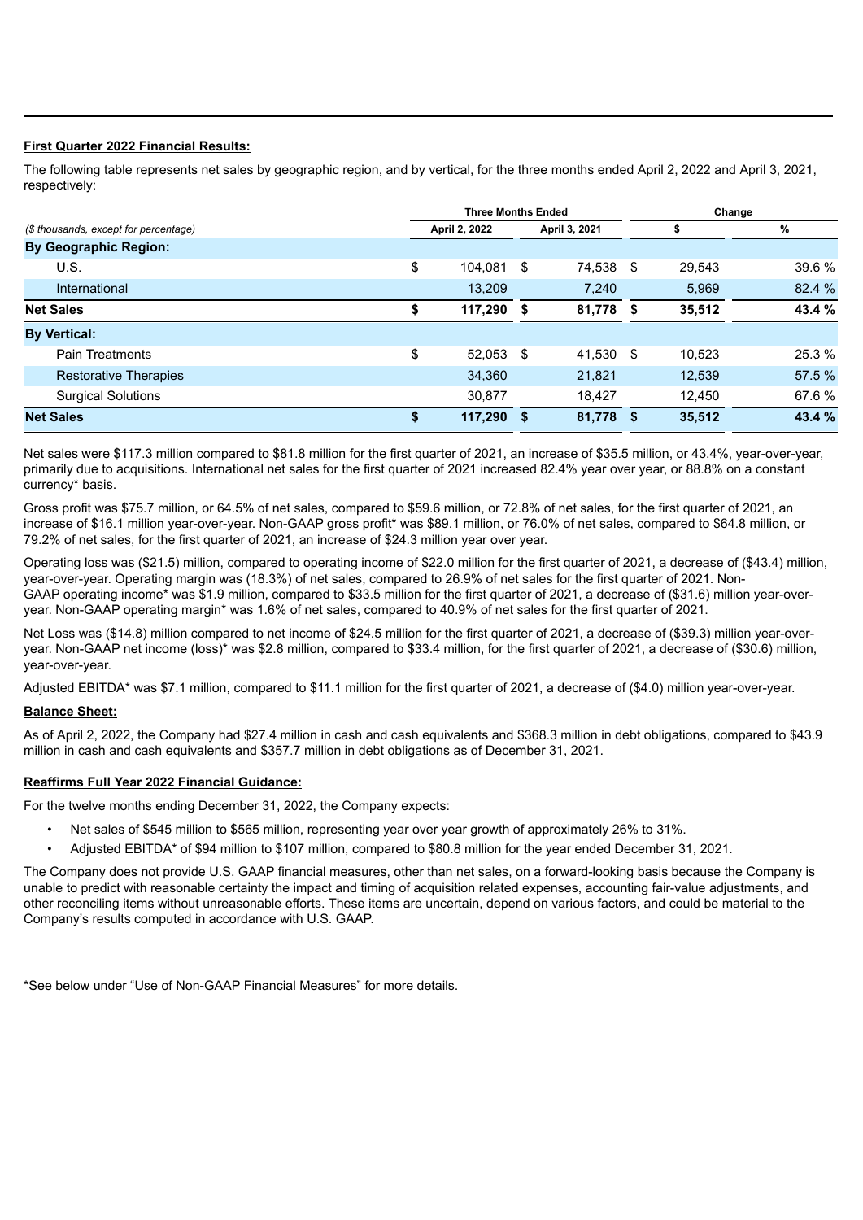**First Quarter 2022 Financial Results:**

The following table represents net sales by geographic region, and by vertical, for the three months ended April 2, 2022 and April 3, 2021, respectively:

| ($ thousands, except for percentage) | Three Months Ended | | Change | |
|---|---|---|---|---|
| | April 2, 2022 | April 3, 2021 | $ | % |
| **By Geographic Region:** | | | | |
| U.S. | $ 104,081 | $ 74,538 | $ 29,543 | 39.6 % |
| International | 13,209 | 7,240 | 5,969 | 82.4 % |
| **Net Sales** | **$ 117,290** | **$ 81,778** | **$ 35,512** | **43.4 %** |
| **By Vertical:** | | | | |
| Pain Treatments | $ 52,053 | $ 41,530 | $ 10,523 | 25.3 % |
| Restorative Therapies | 34,360 | 21,821 | 12,539 | 57.5 % |
| Surgical Solutions | 30,877 | 18,427 | 12,450 | 67.6 % |
| **Net Sales** | **$ 117,290** | **$ 81,778** | **$ 35,512** | **43.4 %** |

Net sales were $117.3 million compared to $81.8 million for the first quarter of 2021, an increase of $35.5 million, or 43.4%, year-over-year, primarily due to acquisitions. International net sales for the first quarter of 2021 increased 82.4% year over year, or 88.8% on a constant currency* basis.

Gross profit was $75.7 million, or 64.5% of net sales, compared to $59.6 million, or 72.8% of net sales, for the first quarter of 2021, an increase of $16.1 million year-over-year. Non-GAAP gross profit* was $89.1 million, or 76.0% of net sales, compared to $64.8 million, or 79.2% of net sales, for the first quarter of 2021, an increase of $24.3 million year over year.

Operating loss was ($21.5) million, compared to operating income of $22.0 million for the first quarter of 2021, a decrease of ($43.4) million, year-over-year. Operating margin was (18.3%) of net sales, compared to 26.9% of net sales for the first quarter of 2021. Non-GAAP operating income* was $1.9 million, compared to $33.5 million for the first quarter of 2021, a decrease of ($31.6) million year-over-year. Non-GAAP operating margin* was 1.6% of net sales, compared to 40.9% of net sales for the first quarter of 2021.

Net Loss was ($14.8) million compared to net income of $24.5 million for the first quarter of 2021, a decrease of ($39.3) million year-over-year. Non-GAAP net income (loss)* was $2.8 million, compared to $33.4 million, for the first quarter of 2021, a decrease of ($30.6) million, year-over-year.

Adjusted EBITDA* was $7.1 million, compared to $11.1 million for the first quarter of 2021, a decrease of ($4.0) million year-over-year.

**Balance Sheet:**

As of April 2, 2022, the Company had $27.4 million in cash and cash equivalents and $368.3 million in debt obligations, compared to $43.9 million in cash and cash equivalents and $357.7 million in debt obligations as of December 31, 2021.

**Reaffirms Full Year 2022 Financial Guidance:**

For the twelve months ending December 31, 2022, the Company expects:

- Net sales of $545 million to $565 million, representing year over year growth of approximately 26% to 31%.
- Adjusted EBITDA* of $94 million to $107 million, compared to $80.8 million for the year ended December 31, 2021.

The Company does not provide U.S. GAAP financial measures, other than net sales, on a forward-looking basis because the Company is unable to predict with reasonable certainty the impact and timing of acquisition related expenses, accounting fair-value adjustments, and other reconciling items without unreasonable efforts. These items are uncertain, depend on various factors, and could be material to the Company's results computed in accordance with U.S. GAAP.

*See below under "Use of Non-GAAP Financial Measures" for more details.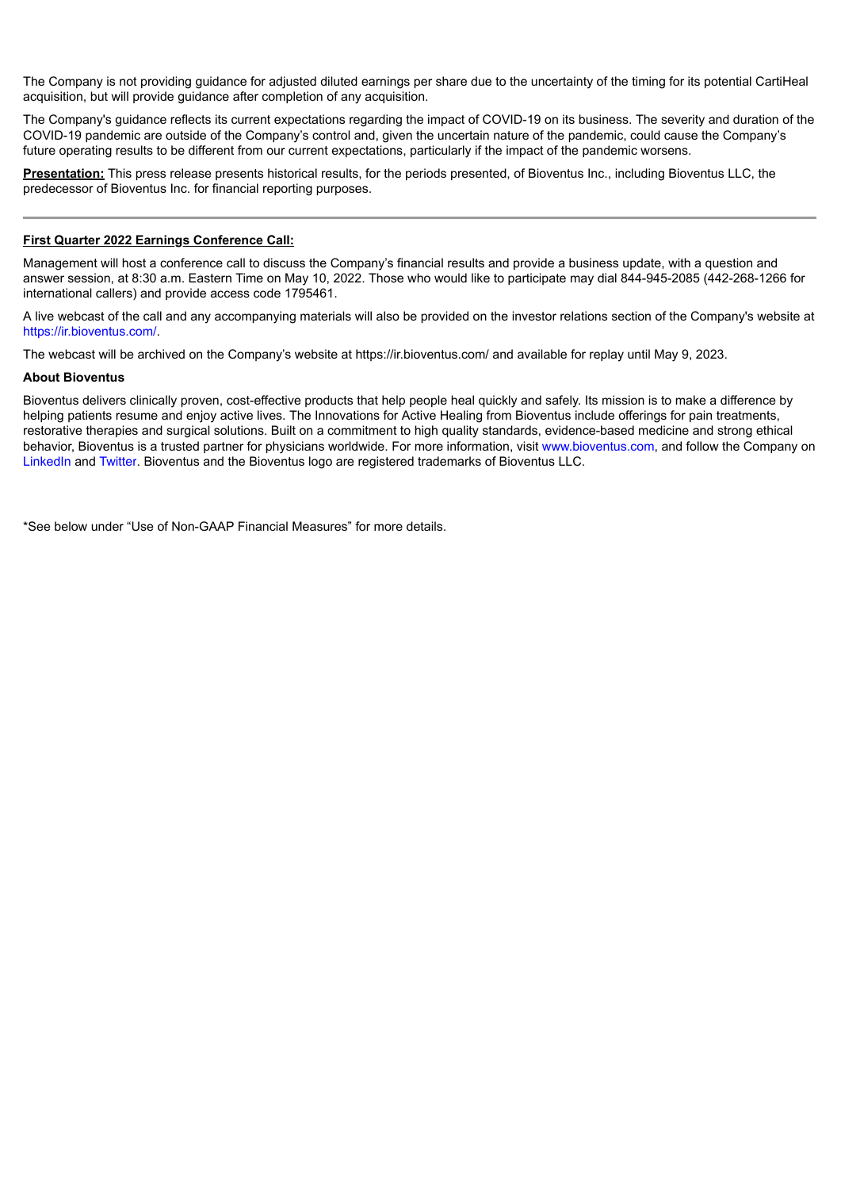The Company is not providing guidance for adjusted diluted earnings per share due to the uncertainty of the timing for its potential CartiHeal acquisition, but will provide guidance after completion of any acquisition.

The Company's guidance reflects its current expectations regarding the impact of COVID-19 on its business. The severity and duration of the COVID-19 pandemic are outside of the Company's control and, given the uncertain nature of the pandemic, could cause the Company's future operating results to be different from our current expectations, particularly if the impact of the pandemic worsens.

**Presentation:** This press release presents historical results, for the periods presented, of Bioventus Inc., including Bioventus LLC, the predecessor of Bioventus Inc. for financial reporting purposes.

---

**First Quarter 2022 Earnings Conference Call:**

Management will host a conference call to discuss the Company's financial results and provide a business update, with a question and answer session, at 8:30 a.m. Eastern Time on May 10, 2022. Those who would like to participate may dial 844-945-2085 (442-268-1266 for international callers) and provide access code 1795461.

A live webcast of the call and any accompanying materials will also be provided on the investor relations section of the Company's website at https://ir.bioventus.com/.

The webcast will be archived on the Company's website at https://ir.bioventus.com/ and available for replay until May 9, 2023.

**About Bioventus**

Bioventus delivers clinically proven, cost-effective products that help people heal quickly and safely. Its mission is to make a difference by helping patients resume and enjoy active lives. The Innovations for Active Healing from Bioventus include offerings for pain treatments, restorative therapies and surgical solutions. Built on a commitment to high quality standards, evidence-based medicine and strong ethical behavior, Bioventus is a trusted partner for physicians worldwide. For more information, visit www.bioventus.com, and follow the Company on LinkedIn and Twitter. Bioventus and the Bioventus logo are registered trademarks of Bioventus LLC.

*See below under "Use of Non-GAAP Financial Measures" for more details.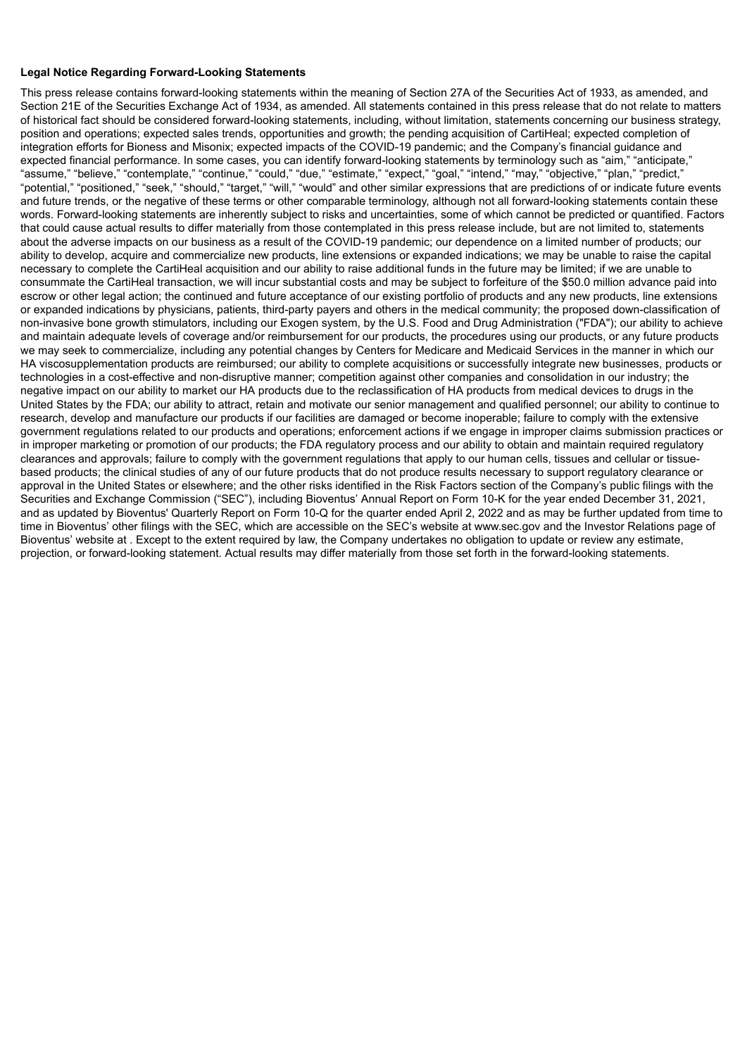**Legal Notice Regarding Forward-Looking Statements**

This press release contains forward-looking statements within the meaning of Section 27A of the Securities Act of 1933, as amended, and Section 21E of the Securities Exchange Act of 1934, as amended. All statements contained in this press release that do not relate to matters of historical fact should be considered forward-looking statements, including, without limitation, statements concerning our business strategy, position and operations; expected sales trends, opportunities and growth; the pending acquisition of CartiHeal; expected completion of integration efforts for Bioness and Misonix; expected impacts of the COVID-19 pandemic; and the Company's financial guidance and expected financial performance. In some cases, you can identify forward-looking statements by terminology such as "aim," "anticipate," "assume," "believe," "contemplate," "continue," "could," "due," "estimate," "expect," "goal," "intend," "may," "objective," "plan," "predict," "potential," "positioned," "seek," "should," "target," "will," "would" and other similar expressions that are predictions of or indicate future events and future trends, or the negative of these terms or other comparable terminology, although not all forward-looking statements contain these words. Forward-looking statements are inherently subject to risks and uncertainties, some of which cannot be predicted or quantified. Factors that could cause actual results to differ materially from those contemplated in this press release include, but are not limited to, statements about the adverse impacts on our business as a result of the COVID-19 pandemic; our dependence on a limited number of products; our ability to develop, acquire and commercialize new products, line extensions or expanded indications; we may be unable to raise the capital necessary to complete the CartiHeal acquisition and our ability to raise additional funds in the future may be limited; if we are unable to consummate the CartiHeal transaction, we will incur substantial costs and may be subject to forfeiture of the $50.0 million advance paid into escrow or other legal action; the continued and future acceptance of our existing portfolio of products and any new products, line extensions or expanded indications by physicians, patients, third-party payers and others in the medical community; the proposed down-classification of non-invasive bone growth stimulators, including our Exogen system, by the U.S. Food and Drug Administration ("FDA"); our ability to achieve and maintain adequate levels of coverage and/or reimbursement for our products, the procedures using our products, or any future products we may seek to commercialize, including any potential changes by Centers for Medicare and Medicaid Services in the manner in which our HA viscosupplementation products are reimbursed; our ability to complete acquisitions or successfully integrate new businesses, products or technologies in a cost-effective and non-disruptive manner; competition against other companies and consolidation in our industry; the negative impact on our ability to market our HA products due to the reclassification of HA products from medical devices to drugs in the United States by the FDA; our ability to attract, retain and motivate our senior management and qualified personnel; our ability to continue to research, develop and manufacture our products if our facilities are damaged or become inoperable; failure to comply with the extensive government regulations related to our products and operations; enforcement actions if we engage in improper claims submission practices or in improper marketing or promotion of our products; the FDA regulatory process and our ability to obtain and maintain required regulatory clearances and approvals; failure to comply with the government regulations that apply to our human cells, tissues and cellular or tissue-based products; the clinical studies of any of our future products that do not produce results necessary to support regulatory clearance or approval in the United States or elsewhere; and the other risks identified in the Risk Factors section of the Company's public filings with the Securities and Exchange Commission ("SEC"), including Bioventus' Annual Report on Form 10-K for the year ended December 31, 2021, and as updated by Bioventus' Quarterly Report on Form 10-Q for the quarter ended April 2, 2022 and as may be further updated from time to time in Bioventus' other filings with the SEC, which are accessible on the SEC's website at www.sec.gov and the Investor Relations page of Bioventus' website at . Except to the extent required by law, the Company undertakes no obligation to update or review any estimate, projection, or forward-looking statement. Actual results may differ materially from those set forth in the forward-looking statements.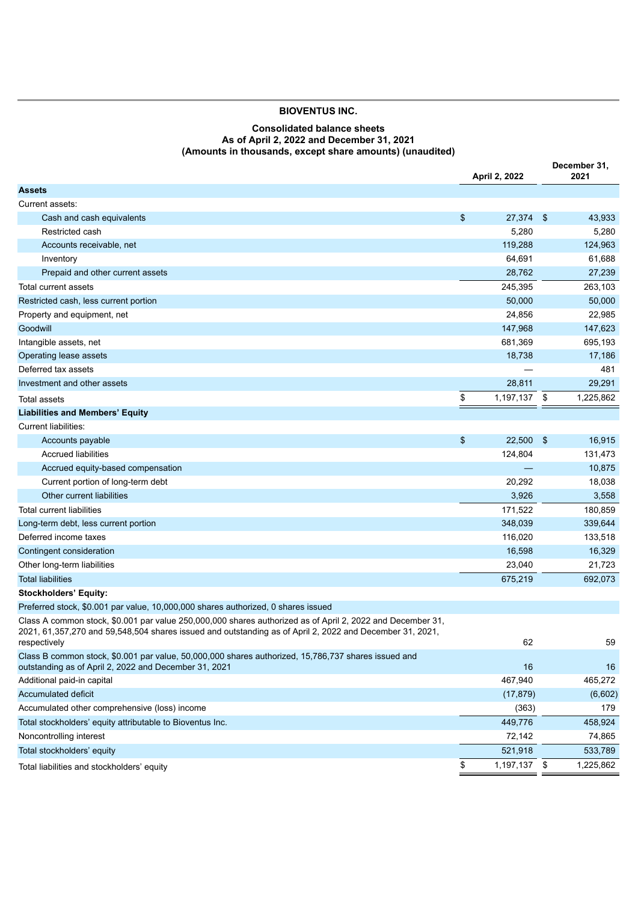## BIOVENTUS INC.

### Consolidated balance sheets
### As of April 2, 2022 and December 31, 2021
### (Amounts in thousands, except share amounts) (unaudited)

| | April 2, 2022 | December 31, 2021 |
|---|---|---|
| **Assets** | | |
| Current assets: | | |
| Cash and cash equivalents | $ 27,374 | $ 43,933 |
| Restricted cash | 5,280 | 5,280 |
| Accounts receivable, net | 119,288 | 124,963 |
| Inventory | 64,691 | 61,688 |
| Prepaid and other current assets | 28,762 | 27,239 |
| Total current assets | 245,395 | 263,103 |
| Restricted cash, less current portion | 50,000 | 50,000 |
| Property and equipment, net | 24,856 | 22,985 |
| Goodwill | 147,968 | 147,623 |
| Intangible assets, net | 681,369 | 695,193 |
| Operating lease assets | 18,738 | 17,186 |
| Deferred tax assets | — | 481 |
| Investment and other assets | 28,811 | 29,291 |
| Total assets | $ 1,197,137 | $ 1,225,862 |
| **Liabilities and Members' Equity** | | |
| Current liabilities: | | |
| Accounts payable | $ 22,500 | $ 16,915 |
| Accrued liabilities | 124,804 | 131,473 |
| Accrued equity-based compensation | — | 10,875 |
| Current portion of long-term debt | 20,292 | 18,038 |
| Other current liabilities | 3,926 | 3,558 |
| Total current liabilities | 171,522 | 180,859 |
| Long-term debt, less current portion | 348,039 | 339,644 |
| Deferred income taxes | 116,020 | 133,518 |
| Contingent consideration | 16,598 | 16,329 |
| Other long-term liabilities | 23,040 | 21,723 |
| Total liabilities | 675,219 | 692,073 |
| **Stockholders' Equity:** | | |
| Preferred stock, $0.001 par value, 10,000,000 shares authorized, 0 shares issued | | |
| Class A common stock, $0.001 par value 250,000,000 shares authorized as of April 2, 2022 and December 31, 2021, 61,357,270 and 59,548,504 shares issued and outstanding as of April 2, 2022 and December 31, 2021, respectively | 62 | 59 |
| Class B common stock, $0.001 par value, 50,000,000 shares authorized, 15,786,737 shares issued and outstanding as of April 2, 2022 and December 31, 2021 | 16 | 16 |
| Additional paid-in capital | 467,940 | 465,272 |
| Accumulated deficit | (17,879) | (6,602) |
| Accumulated other comprehensive (loss) income | (363) | 179 |
| Total stockholders' equity attributable to Bioventus Inc. | 449,776 | 458,924 |
| Noncontrolling interest | 72,142 | 74,865 |
| Total stockholders' equity | 521,918 | 533,789 |
| Total liabilities and stockholders' equity | $ 1,197,137 | $ 1,225,862 |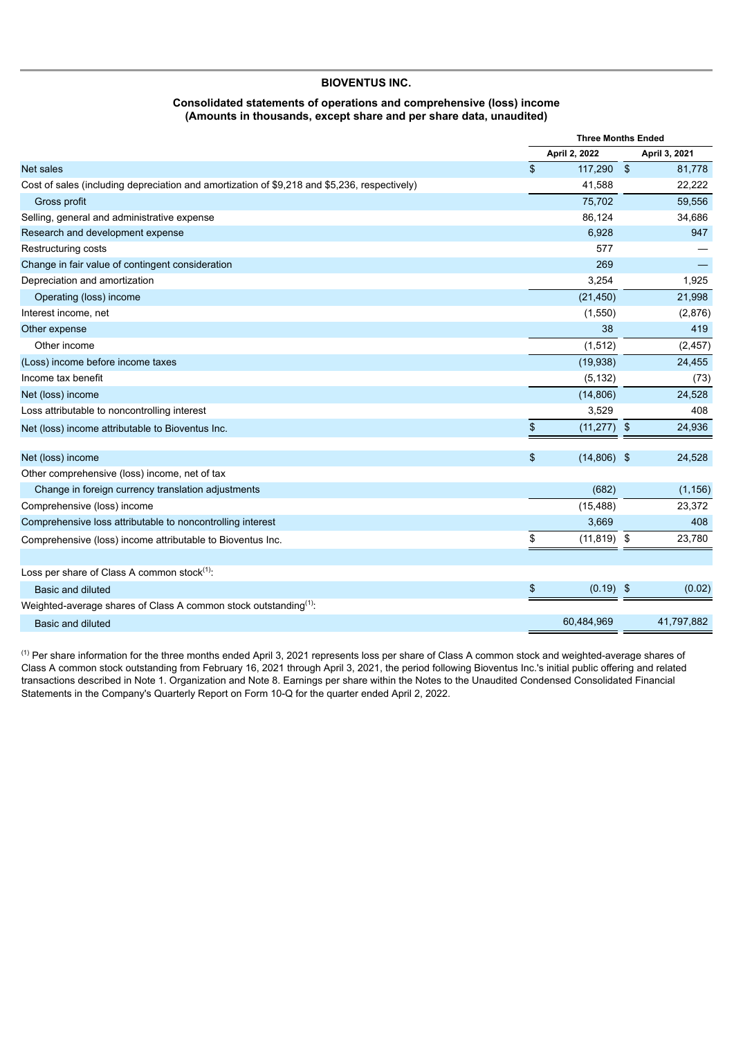**BIOVENTUS INC.**

**Consolidated statements of operations and comprehensive (loss) income**
**(Amounts in thousands, except share and per share data, unaudited)**

| | Three Months Ended | |
|---|---|---|
| | April 2, 2022 | April 3, 2021 |
| Net sales | $ 117,290 | $ 81,778 |
| Cost of sales (including depreciation and amortization of $9,218 and $5,236, respectively) | 41,588 | 22,222 |
| Gross profit | 75,702 | 59,556 |
| Selling, general and administrative expense | 86,124 | 34,686 |
| Research and development expense | 6,928 | 947 |
| Restructuring costs | 577 | — |
| Change in fair value of contingent consideration | 269 | — |
| Depreciation and amortization | 3,254 | 1,925 |
| Operating (loss) income | (21,450) | 21,998 |
| Interest income, net | (1,550) | (2,876) |
| Other expense | 38 | 419 |
| Other income | (1,512) | (2,457) |
| (Loss) income before income taxes | (19,938) | 24,455 |
| Income tax benefit | (5,132) | (73) |
| Net (loss) income | (14,806) | 24,528 |
| Loss attributable to noncontrolling interest | 3,529 | 408 |
| Net (loss) income attributable to Bioventus Inc. | $ (11,277) | $ 24,936 |
| | | |
| Net (loss) income | $ (14,806) | $ 24,528 |
| Other comprehensive (loss) income, net of tax | | |
| Change in foreign currency translation adjustments | (682) | (1,156) |
| Comprehensive (loss) income | (15,488) | 23,372 |
| Comprehensive loss attributable to noncontrolling interest | 3,669 | 408 |
| Comprehensive (loss) income attributable to Bioventus Inc. | $ (11,819) | $ 23,780 |
| | | |
| Loss per share of Class A common stock[(1)]: | | |
| Basic and diluted | $ (0.19) | $ (0.02) |
| Weighted-average shares of Class A common stock outstanding[(1)]: | | |
| Basic and diluted | 60,484,969 | 41,797,882 |

[(1)] Per share information for the three months ended April 3, 2021 represents loss per share of Class A common stock and weighted-average shares of Class A common stock outstanding from February 16, 2021 through April 3, 2021, the period following Bioventus Inc.'s initial public offering and related transactions described in Note 1. Organization and Note 8. Earnings per share within the Notes to the Unaudited Condensed Consolidated Financial Statements in the Company's Quarterly Report on Form 10-Q for the quarter ended April 2, 2022.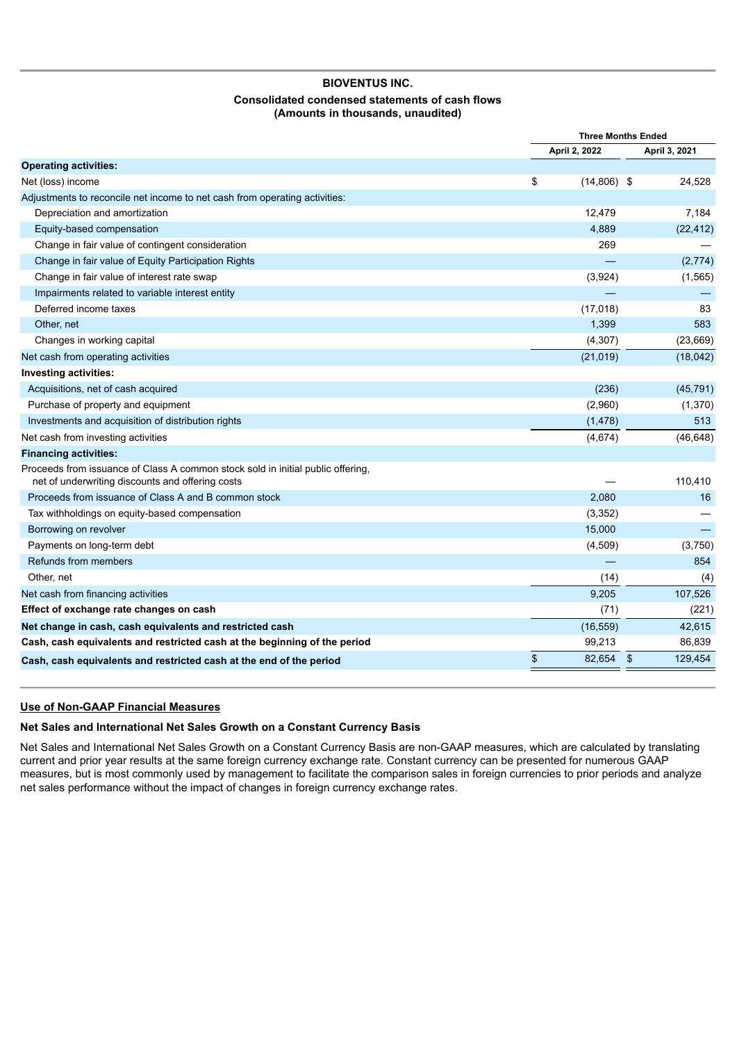**BIOVENTUS INC.**

**Consolidated condensed statements of cash flows**
**(Amounts in thousands, unaudited)**

| | Three Months Ended | |
|---|---|---|
| | April 2, 2022 | April 3, 2021 |
| **Operating activities:** | | |
| Net (loss) income | $ (14,806) | $ 24,528 |
| Adjustments to reconcile net income to net cash from operating activities: | | |
| Depreciation and amortization | 12,479 | 7,184 |
| Equity-based compensation | 4,889 | (22,412) |
| Change in fair value of contingent consideration | 269 | — |
| Change in fair value of Equity Participation Rights | — | (2,774) |
| Change in fair value of interest rate swap | (3,924) | (1,565) |
| Impairments related to variable interest entity | — | — |
| Deferred income taxes | (17,018) | 83 |
| Other, net | 1,399 | 583 |
| Changes in working capital | (4,307) | (23,669) |
| Net cash from operating activities | (21,019) | (18,042) |
| **Investing activities:** | | |
| Acquisitions, net of cash acquired | (236) | (45,791) |
| Purchase of property and equipment | (2,960) | (1,370) |
| Investments and acquisition of distribution rights | (1,478) | 513 |
| Net cash from investing activities | (4,674) | (46,648) |
| **Financing activities:** | | |
| Proceeds from issuance of Class A common stock sold in initial public offering, net of underwriting discounts and offering costs | — | 110,410 |
| Proceeds from issuance of Class A and B common stock | 2,080 | 16 |
| Tax withholdings on equity-based compensation | (3,352) | — |
| Borrowing on revolver | 15,000 | — |
| Payments on long-term debt | (4,509) | (3,750) |
| Refunds from members | — | 854 |
| Other, net | (14) | (4) |
| Net cash from financing activities | 9,205 | 107,526 |
| **Effect of exchange rate changes on cash** | (71) | (221) |
| **Net change in cash, cash equivalents and restricted cash** | (16,559) | 42,615 |
| **Cash, cash equivalents and restricted cash at the beginning of the period** | 99,213 | 86,839 |
| **Cash, cash equivalents and restricted cash at the end of the period** | $ 82,654 | $ 129,454 |

**Use of Non-GAAP Financial Measures**

**Net Sales and International Net Sales Growth on a Constant Currency Basis**

Net Sales and International Net Sales Growth on a Constant Currency Basis are non-GAAP measures, which are calculated by translating current and prior year results at the same foreign currency exchange rate. Constant currency can be presented for numerous GAAP measures, but is most commonly used by management to facilitate the comparison sales in foreign currencies to prior periods and analyze net sales performance without the impact of changes in foreign currency exchange rates.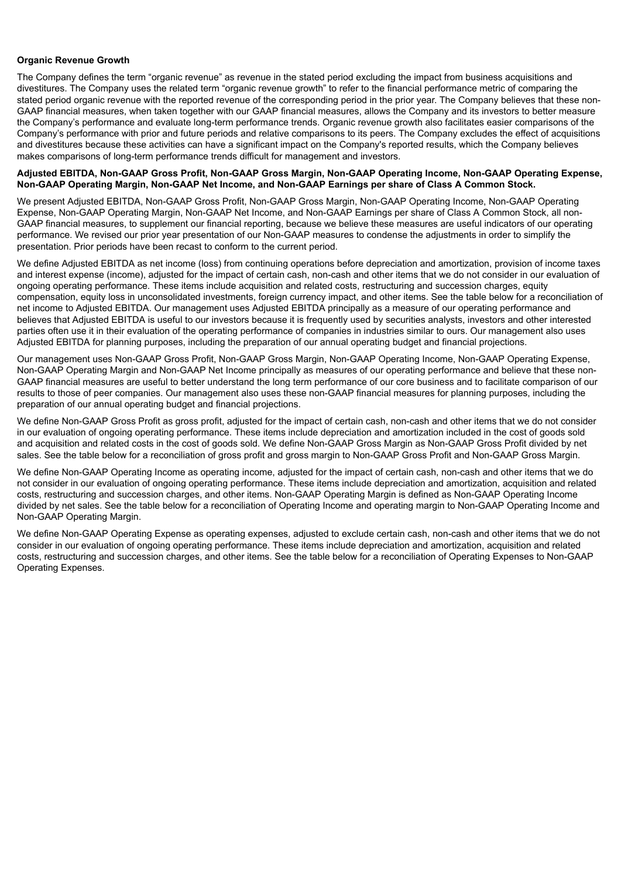**Organic Revenue Growth**

The Company defines the term "organic revenue" as revenue in the stated period excluding the impact from business acquisitions and divestitures. The Company uses the related term "organic revenue growth" to refer to the financial performance metric of comparing the stated period organic revenue with the reported revenue of the corresponding period in the prior year. The Company believes that these non-GAAP financial measures, when taken together with our GAAP financial measures, allows the Company and its investors to better measure the Company's performance and evaluate long-term performance trends. Organic revenue growth also facilitates easier comparisons of the Company's performance with prior and future periods and relative comparisons to its peers. The Company excludes the effect of acquisitions and divestitures because these activities can have a significant impact on the Company's reported results, which the Company believes makes comparisons of long-term performance trends difficult for management and investors.

**Adjusted EBITDA, Non-GAAP Gross Profit, Non-GAAP Gross Margin, Non-GAAP Operating Income, Non-GAAP Operating Expense, Non-GAAP Operating Margin, Non-GAAP Net Income, and Non-GAAP Earnings per share of Class A Common Stock.**

We present Adjusted EBITDA, Non-GAAP Gross Profit, Non-GAAP Gross Margin, Non-GAAP Operating Income, Non-GAAP Operating Expense, Non-GAAP Operating Margin, Non-GAAP Net Income, and Non-GAAP Earnings per share of Class A Common Stock, all non-GAAP financial measures, to supplement our financial reporting, because we believe these measures are useful indicators of our operating performance. We revised our prior year presentation of our Non-GAAP measures to condense the adjustments in order to simplify the presentation. Prior periods have been recast to conform to the current period.

We define Adjusted EBITDA as net income (loss) from continuing operations before depreciation and amortization, provision of income taxes and interest expense (income), adjusted for the impact of certain cash, non-cash and other items that we do not consider in our evaluation of ongoing operating performance. These items include acquisition and related costs, restructuring and succession charges, equity compensation, equity loss in unconsolidated investments, foreign currency impact, and other items. See the table below for a reconciliation of net income to Adjusted EBITDA. Our management uses Adjusted EBITDA principally as a measure of our operating performance and believes that Adjusted EBITDA is useful to our investors because it is frequently used by securities analysts, investors and other interested parties often use it in their evaluation of the operating performance of companies in industries similar to ours. Our management also uses Adjusted EBITDA for planning purposes, including the preparation of our annual operating budget and financial projections.

Our management uses Non-GAAP Gross Profit, Non-GAAP Gross Margin, Non-GAAP Operating Income, Non-GAAP Operating Expense, Non-GAAP Operating Margin and Non-GAAP Net Income principally as measures of our operating performance and believe that these non-GAAP financial measures are useful to better understand the long term performance of our core business and to facilitate comparison of our results to those of peer companies. Our management also uses these non-GAAP financial measures for planning purposes, including the preparation of our annual operating budget and financial projections.

We define Non-GAAP Gross Profit as gross profit, adjusted for the impact of certain cash, non-cash and other items that we do not consider in our evaluation of ongoing operating performance. These items include depreciation and amortization included in the cost of goods sold and acquisition and related costs in the cost of goods sold. We define Non-GAAP Gross Margin as Non-GAAP Gross Profit divided by net sales. See the table below for a reconciliation of gross profit and gross margin to Non-GAAP Gross Profit and Non-GAAP Gross Margin.

We define Non-GAAP Operating Income as operating income, adjusted for the impact of certain cash, non-cash and other items that we do not consider in our evaluation of ongoing operating performance. These items include depreciation and amortization, acquisition and related costs, restructuring and succession charges, and other items. Non-GAAP Operating Margin is defined as Non-GAAP Operating Income divided by net sales. See the table below for a reconciliation of Operating Income and operating margin to Non-GAAP Operating Income and Non-GAAP Operating Margin.

We define Non-GAAP Operating Expense as operating expenses, adjusted to exclude certain cash, non-cash and other items that we do not consider in our evaluation of ongoing operating performance. These items include depreciation and amortization, acquisition and related costs, restructuring and succession charges, and other items. See the table below for a reconciliation of Operating Expenses to Non-GAAP Operating Expenses.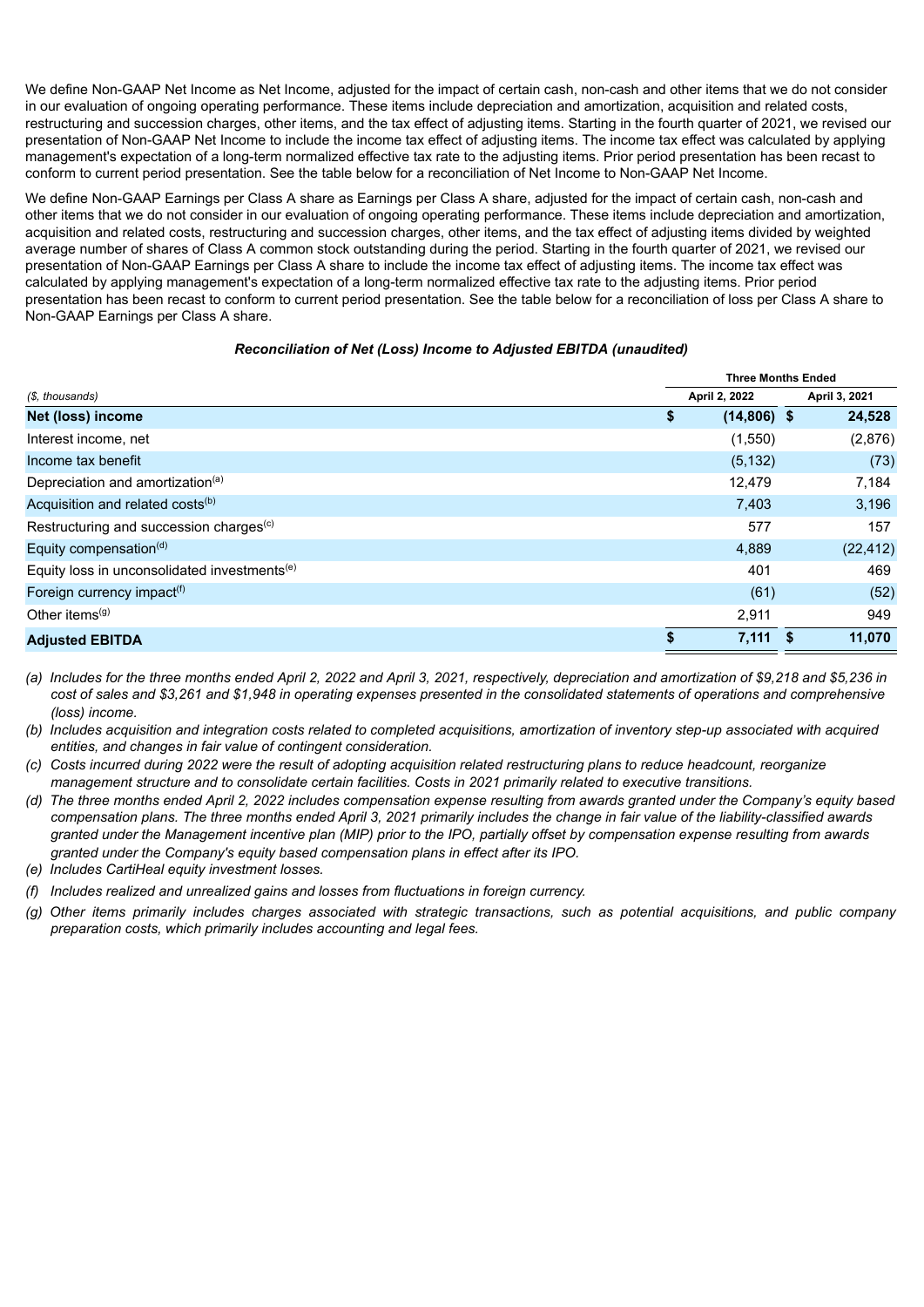We define Non-GAAP Net Income as Net Income, adjusted for the impact of certain cash, non-cash and other items that we do not consider in our evaluation of ongoing operating performance. These items include depreciation and amortization, acquisition and related costs, restructuring and succession charges, other items, and the tax effect of adjusting items. Starting in the fourth quarter of 2021, we revised our presentation of Non-GAAP Net Income to include the income tax effect of adjusting items. The income tax effect was calculated by applying management's expectation of a long-term normalized effective tax rate to the adjusting items. Prior period presentation has been recast to conform to current period presentation. See the table below for a reconciliation of Net Income to Non-GAAP Net Income.

We define Non-GAAP Earnings per Class A share as Earnings per Class A share, adjusted for the impact of certain cash, non-cash and other items that we do not consider in our evaluation of ongoing operating performance. These items include depreciation and amortization, acquisition and related costs, restructuring and succession charges, other items, and the tax effect of adjusting items divided by weighted average number of shares of Class A common stock outstanding during the period. Starting in the fourth quarter of 2021, we revised our presentation of Non-GAAP Earnings per Class A share to include the income tax effect of adjusting items. The income tax effect was calculated by applying management's expectation of a long-term normalized effective tax rate to the adjusting items. Prior period presentation has been recast to conform to current period presentation. See the table below for a reconciliation of loss per Class A share to Non-GAAP Earnings per Class A share.

***Reconciliation of Net (Loss) Income to Adjusted EBITDA (unaudited)***

| | Three Months Ended | |
|---|---|---|
| *($, thousands)* | April 2, 2022 | April 3, 2021 |
| **Net (loss) income** | **$ (14,806)** | **$ 24,528** |
| Interest income, net | (1,550) | (2,876) |
| Income tax benefit | (5,132) | (73) |
| Depreciation and amortization[(a)] | 12,479 | 7,184 |
| Acquisition and related costs[(b)] | 7,403 | 3,196 |
| Restructuring and succession charges[(c)] | 577 | 157 |
| Equity compensation[(d)] | 4,889 | (22,412) |
| Equity loss in unconsolidated investments[(e)] | 401 | 469 |
| Foreign currency impact[(f)] | (61) | (52) |
| Other items[(g)] | 2,911 | 949 |
| **Adjusted EBITDA** | **$ 7,111** | **$ 11,070** |

*(a) Includes for the three months ended April 2, 2022 and April 3, 2021, respectively, depreciation and amortization of $9,218 and $5,236 in cost of sales and $3,261 and $1,948 in operating expenses presented in the consolidated statements of operations and comprehensive (loss) income.*

*(b) Includes acquisition and integration costs related to completed acquisitions, amortization of inventory step-up associated with acquired entities, and changes in fair value of contingent consideration.*

*(c) Costs incurred during 2022 were the result of adopting acquisition related restructuring plans to reduce headcount, reorganize management structure and to consolidate certain facilities. Costs in 2021 primarily related to executive transitions.*

*(d) The three months ended April 2, 2022 includes compensation expense resulting from awards granted under the Company's equity based compensation plans. The three months ended April 3, 2021 primarily includes the change in fair value of the liability-classified awards granted under the Management incentive plan (MIP) prior to the IPO, partially offset by compensation expense resulting from awards granted under the Company's equity based compensation plans in effect after its IPO.*

*(e) Includes CartiHeal equity investment losses.*

*(f) Includes realized and unrealized gains and losses from fluctuations in foreign currency.*

*(g) Other items primarily includes charges associated with strategic transactions, such as potential acquisitions, and public company preparation costs, which primarily includes accounting and legal fees.*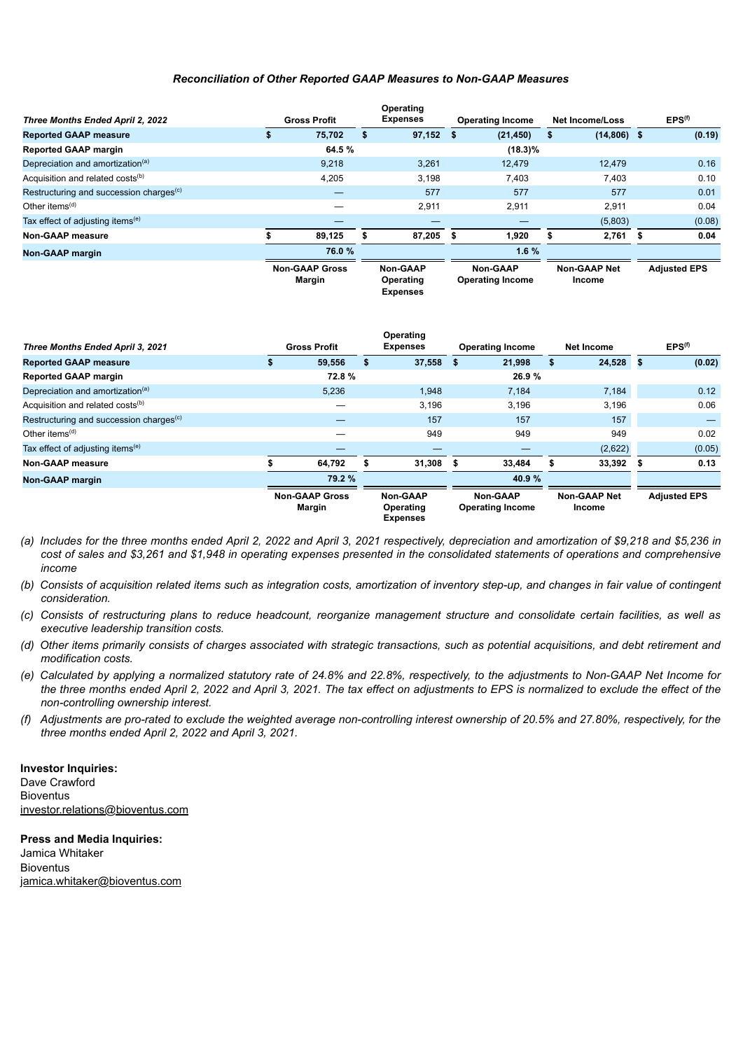### *Reconciliation of Other Reported GAAP Measures to Non-GAAP Measures*

| *Three Months Ended April 2, 2022* | Gross Profit | Operating Expenses | Operating Income | Net Income/Loss | EPS[f] |
|---|---|---|---|---|---|
| **Reported GAAP measure** | $ 75,702 | $ 97,152 | $ (21,450) | $ (14,806) | $ (0.19) |
| **Reported GAAP margin** | 64.5 % | | (18.3)% | | |
| Depreciation and amortization[a] | 9,218 | 3,261 | 12,479 | 12,479 | 0.16 |
| Acquisition and related costs[b] | 4,205 | 3,198 | 7,403 | 7,403 | 0.10 |
| Restructuring and succession charges[c] | — | 577 | 577 | 577 | 0.01 |
| Other items[d] | — | 2,911 | 2,911 | 2,911 | 0.04 |
| Tax effect of adjusting items[e] | — | — | — | (5,803) | (0.08) |
| **Non-GAAP measure** | $ 89,125 | $ 87,205 | $ 1,920 | $ 2,761 | $ 0.04 |
| **Non-GAAP margin** | 76.0 % | | 1.6 % | | |
| | **Non-GAAP Gross Margin** | **Non-GAAP Operating Expenses** | **Non-GAAP Operating Income** | **Non-GAAP Net Income** | **Adjusted EPS** |

| *Three Months Ended April 3, 2021* | Gross Profit | Operating Expenses | Operating Income | Net Income | EPS[f] |
|---|---|---|---|---|---|
| **Reported GAAP measure** | $ 59,556 | $ 37,558 | $ 21,998 | $ 24,528 | $ (0.02) |
| **Reported GAAP margin** | 72.8 % | | 26.9 % | | |
| Depreciation and amortization[a] | 5,236 | 1,948 | 7,184 | 7,184 | 0.12 |
| Acquisition and related costs[b] | — | 3,196 | 3,196 | 3,196 | 0.06 |
| Restructuring and succession charges[c] | — | 157 | 157 | 157 | — |
| Other items[d] | — | 949 | 949 | 949 | 0.02 |
| Tax effect of adjusting items[e] | — | — | — | (2,622) | (0.05) |
| **Non-GAAP measure** | $ 64,792 | $ 31,308 | $ 33,484 | $ 33,392 | $ 0.13 |
| **Non-GAAP margin** | 79.2 % | | 40.9 % | | |
| | **Non-GAAP Gross Margin** | **Non-GAAP Operating Expenses** | **Non-GAAP Operating Income** | **Non-GAAP Net Income** | **Adjusted EPS** |

*(a) Includes for the three months ended April 2, 2022 and April 3, 2021 respectively, depreciation and amortization of $9,218 and $5,236 in cost of sales and $3,261 and $1,948 in operating expenses presented in the consolidated statements of operations and comprehensive income*

*(b) Consists of acquisition related items such as integration costs, amortization of inventory step-up, and changes in fair value of contingent consideration.*

*(c) Consists of restructuring plans to reduce headcount, reorganize management structure and consolidate certain facilities, as well as executive leadership transition costs.*

*(d) Other items primarily consists of charges associated with strategic transactions, such as potential acquisitions, and debt retirement and modification costs.*

*(e) Calculated by applying a normalized statutory rate of 24.8% and 22.8%, respectively, to the adjustments to Non-GAAP Net Income for the three months ended April 2, 2022 and April 3, 2021. The tax effect on adjustments to EPS is normalized to exclude the effect of the non-controlling ownership interest.*

*(f) Adjustments are pro-rated to exclude the weighted average non-controlling interest ownership of 20.5% and 27.80%, respectively, for the three months ended April 2, 2022 and April 3, 2021.*

**Investor Inquiries:**
Dave Crawford
Bioventus
investor.relations@bioventus.com

**Press and Media Inquiries:**
Jamica Whitaker
Bioventus
jamica.whitaker@bioventus.com